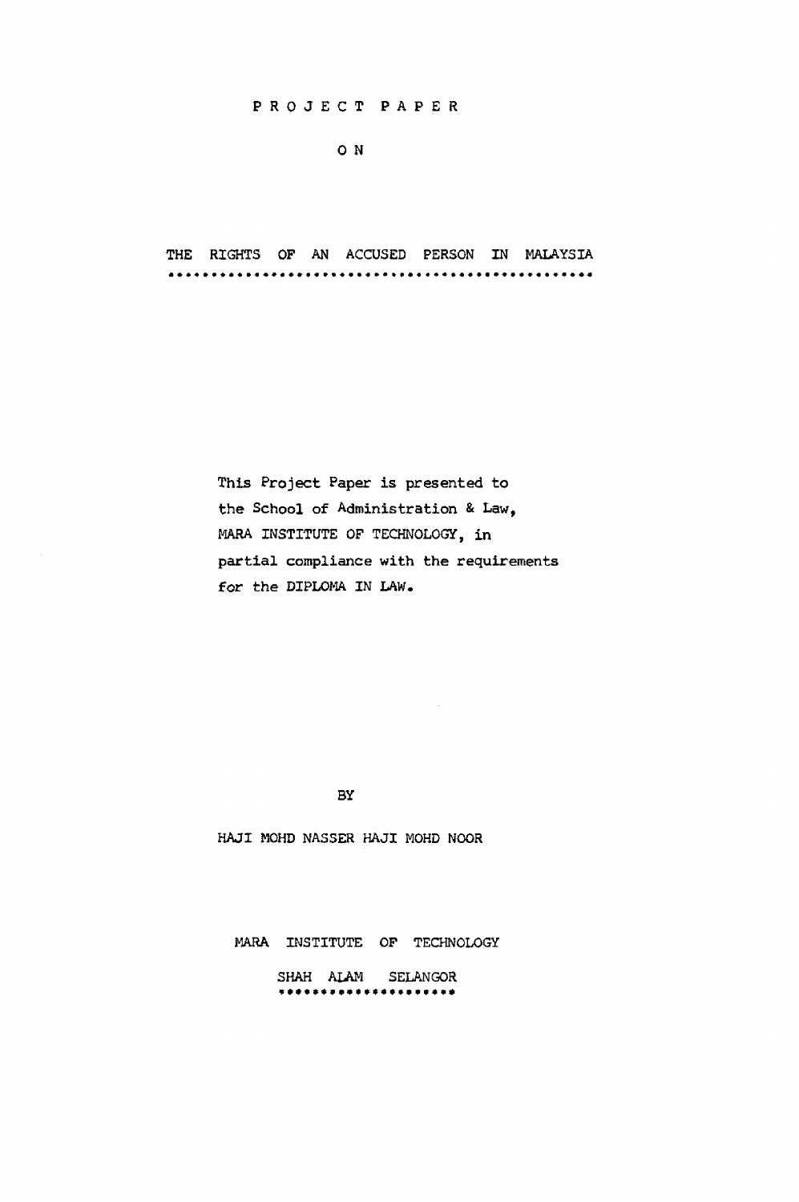# PROJECT PAPER

ON

# THE RIGHTS OF AN ACCUSED PERSON IN MALAYSIA

This Project Paper is presented to the School of Administration & Law, MARA INSTITUTE OF TECHNOLOGY, in partial compliance with the requirements for the DIPLOMA IN LAW.

BY

HAJI MOHD NASSER HAJI MOHD NOOR

MARA INSTITUTE OF TECHNOLOGY

SHAH ALAM SELANGOR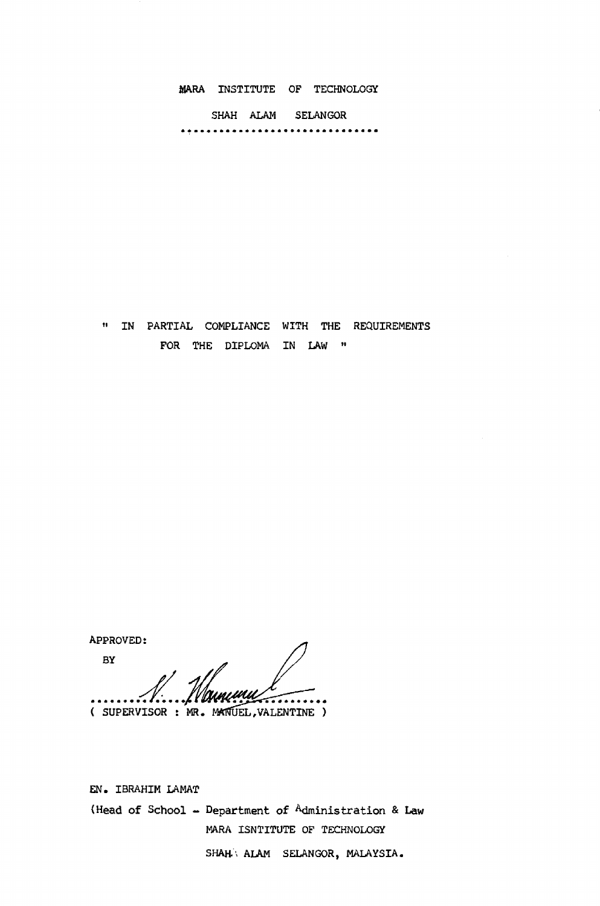MARA INSTITUTE OF TECHNOLOGY

SHAH ALAM SELANGOR

...........................

" IN PARTIAL COMPLIANCE WITH THE REQUIREMENTS FOR THE DIPLOMA IN LAW "

APPROVED:

BY

..............................

( SUPERVISOR : MR. MANUEL,VALENTINE )

EN. IBRAHIM LAMAT

(Head of School - Department of Administration & Law

MARA ISNTITUTE OF TECHNOLOGY

SHAH ALAM SELANGOR, MALAYSIA.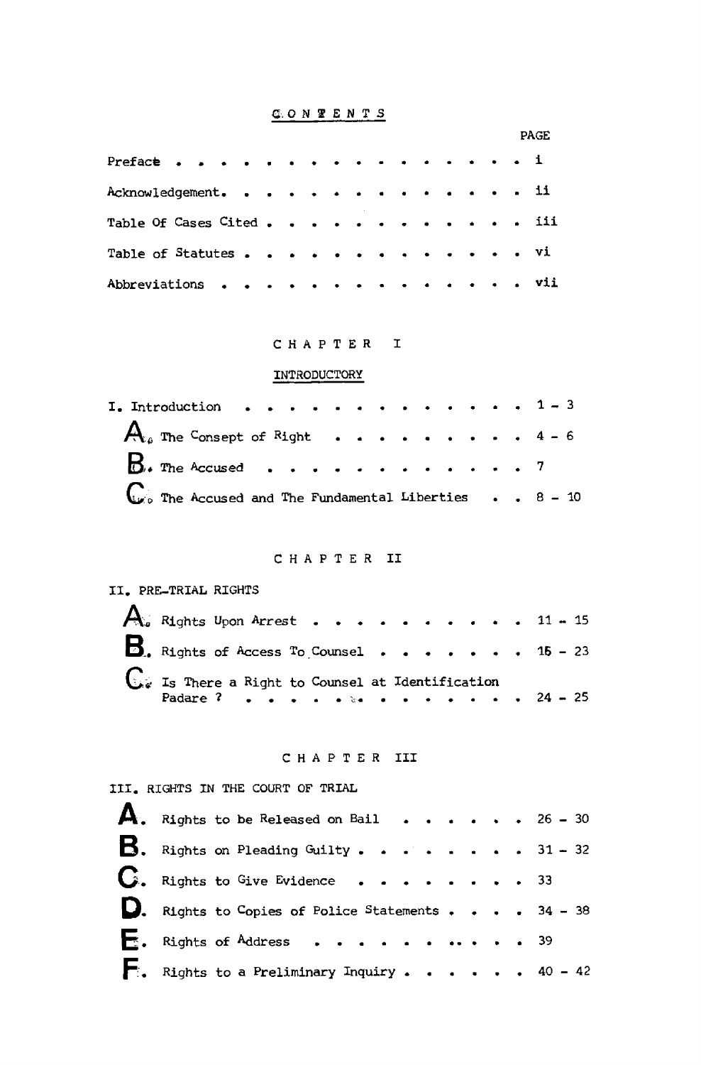# CONTENTS

| | PAGE |
|---|---|
| Preface | i |
| Acknowledgement. | ii |
| Table Of Cases Cited | iii |
| Table of Statutes | vi |
| Abbreviations | vii |

## CHAPTER I

### INTRODUCTORY

| | |
|---|---|
| I. Introduction | 1 – 3 |
| A. The Consept of Right | 4 – 6 |
| B. The Accused | 7 |
| C. The Accused and The Fundamental Liberties | 8 – 10 |

## CHAPTER II

### II. PRE-TRIAL RIGHTS

| | |
|---|---|
| A. Rights Upon Arrest | 11 – 15 |
| B. Rights of Access To Counsel | 16 – 23 |
| C. Is There a Right to Counsel at Identification Padare ? | 24 – 25 |

## CHAPTER III

### III. RIGHTS IN THE COURT OF TRIAL

| | |
|---|---|
| A. Rights to be Released on Bail | 26 – 30 |
| B. Rights on Pleading Guilty | 31 – 32 |
| C. Rights to Give Evidence | 33 |
| D. Rights to Copies of Police Statements | 34 – 38 |
| E. Rights of Address | 39 |
| F. Rights to a Preliminary Inquiry | 40 – 42 |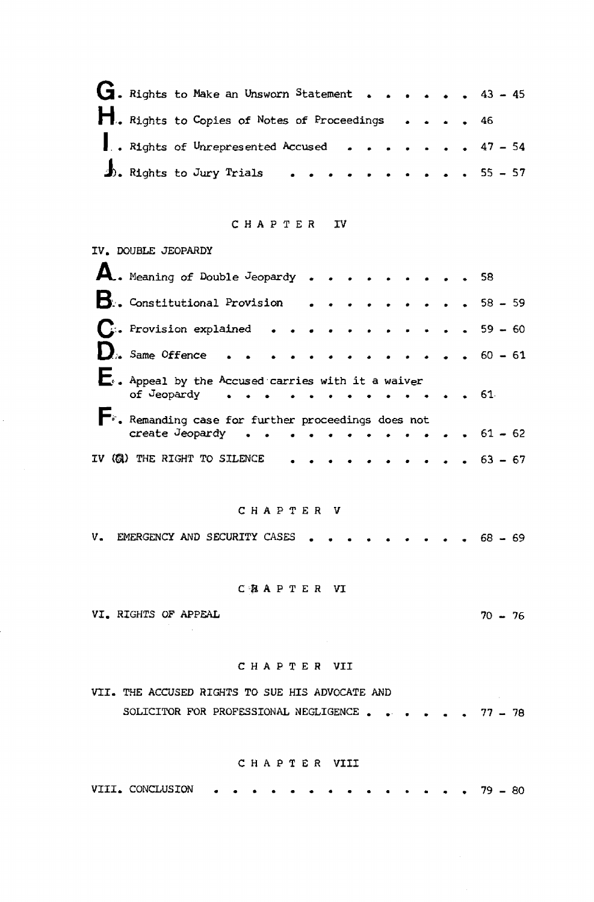G. Rights to Make an Unsworn Statement . . . . . . . 43 – 45

H. Rights to Copies of Notes of Proceedings . . . . 46

I. Rights of Unrepresented Accused . . . . . . . . 47 – 54

J. Rights to Jury Trials . . . . . . . . . . . 55 – 57

## CHAPTER IV

IV. DOUBLE JEOPARDY

A. Meaning of Double Jeopardy . . . . . . . . . . 58

B. Constitutional Provision . . . . . . . . . . 58 – 59

C. Provision explained . . . . . . . . . . . . 59 – 60

D. Same Offence . . . . . . . . . . . . . . . 60 – 61

E. Appeal by the Accused carries with it a waiver of Jeopardy . . . . . . . . . . . . . . 61

F. Remanding case for further proceedings does not create Jeopardy . . . . . . . . . . . . . 61 – 62

IV (a) THE RIGHT TO SILENCE . . . . . . . . . . . 63 – 67

## CHAPTER V

V. EMERGENCY AND SECURITY CASES . . . . . . . . . . 68 – 69

## CHAPTER VI

VI. RIGHTS OF APPEAL 70 – 76

## CHAPTER VII

VII. THE ACCUSED RIGHTS TO SUE HIS ADVOCATE AND SOLICITOR FOR PROFESSIONAL NEGLIGENCE . . . . . . . 77 – 78

## CHAPTER VIII

VIII. CONCLUSION . . . . . . . . . . . . . . . 79 – 80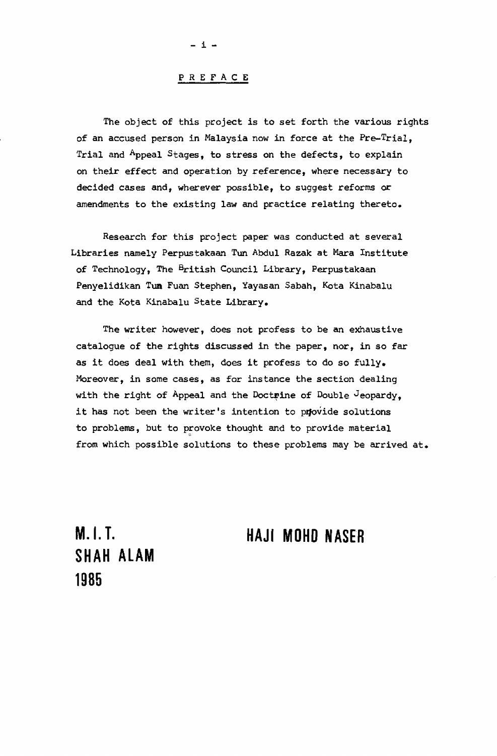## PREFACE

The object of this project is to set forth the various rights of an accused person in Malaysia now in force at the Pre-Trial, Trial and Appeal Stages, to stress on the defects, to explain on their effect and operation by reference, where necessary to decided cases and, wherever possible, to suggest reforms or amendments to the existing law and practice relating thereto.

Research for this project paper was conducted at several Libraries namely Perpustakaan Tun Abdul Razak at Mara Institute of Technology, The British Council Library, Perpustakaan Penyelidikan Tun Fuan Stephen, Yayasan Sabah, Kota Kinabalu and the Kota Kinabalu State Library.

The writer however, does not profess to be an exhaustive catalogue of the rights discussed in the paper, nor, in so far as it does deal with them, does it profess to do so fully. Moreover, in some cases, as for instance the section dealing with the right of Appeal and the Doctrine of Double Jeopardy, it has not been the writer's intention to provide solutions to problems, but to provoke thought and to provide material from which possible solutions to these problems may be arrived at.

**M.I.T.**
**SHAH ALAM**
**1985**

**HAJI MOHD NASER**